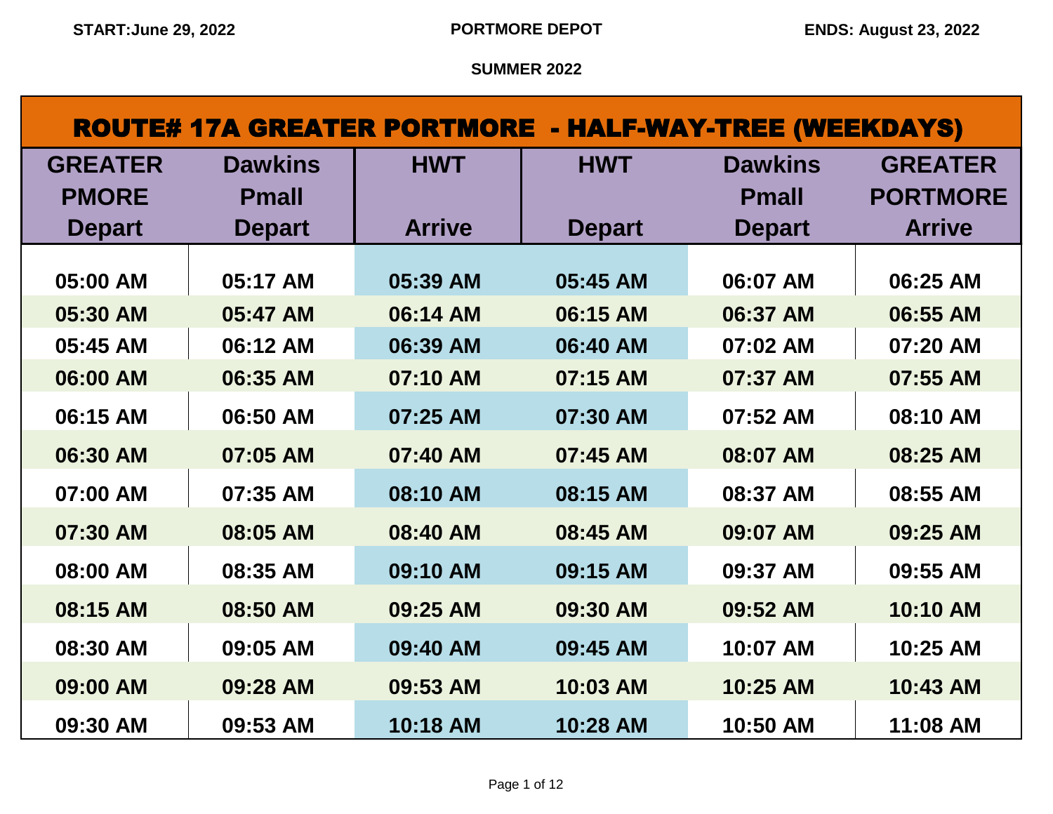START:June 29, 2022 | PORTMORE DEPOT | ENDS: August 23, 2022

SUMMER 2022

## ROUTE# 17A GREATER PORTMORE - HALF-WAY-TREE (WEEKDAYS)

| GREATER PMORE Depart | Dawkins Pmall Depart | HWT Arrive | HWT Depart | Dawkins Pmall Depart | GREATER PORTMORE Arrive |
|---|---|---|---|---|---|
| 05:00 AM | 05:17 AM | 05:39 AM | 05:45 AM | 06:07 AM | 06:25 AM |
| 05:30 AM | 05:47 AM | 06:14 AM | 06:15 AM | 06:37 AM | 06:55 AM |
| 05:45 AM | 06:12 AM | 06:39 AM | 06:40 AM | 07:02 AM | 07:20 AM |
| 06:00 AM | 06:35 AM | 07:10 AM | 07:15 AM | 07:37 AM | 07:55 AM |
| 06:15 AM | 06:50 AM | 07:25 AM | 07:30 AM | 07:52 AM | 08:10 AM |
| 06:30 AM | 07:05 AM | 07:40 AM | 07:45 AM | 08:07 AM | 08:25 AM |
| 07:00 AM | 07:35 AM | 08:10 AM | 08:15 AM | 08:37 AM | 08:55 AM |
| 07:30 AM | 08:05 AM | 08:40 AM | 08:45 AM | 09:07 AM | 09:25 AM |
| 08:00 AM | 08:35 AM | 09:10 AM | 09:15 AM | 09:37 AM | 09:55 AM |
| 08:15 AM | 08:50 AM | 09:25 AM | 09:30 AM | 09:52 AM | 10:10 AM |
| 08:30 AM | 09:05 AM | 09:40 AM | 09:45 AM | 10:07 AM | 10:25 AM |
| 09:00 AM | 09:28 AM | 09:53 AM | 10:03 AM | 10:25 AM | 10:43 AM |
| 09:30 AM | 09:53 AM | 10:18 AM | 10:28 AM | 10:50 AM | 11:08 AM |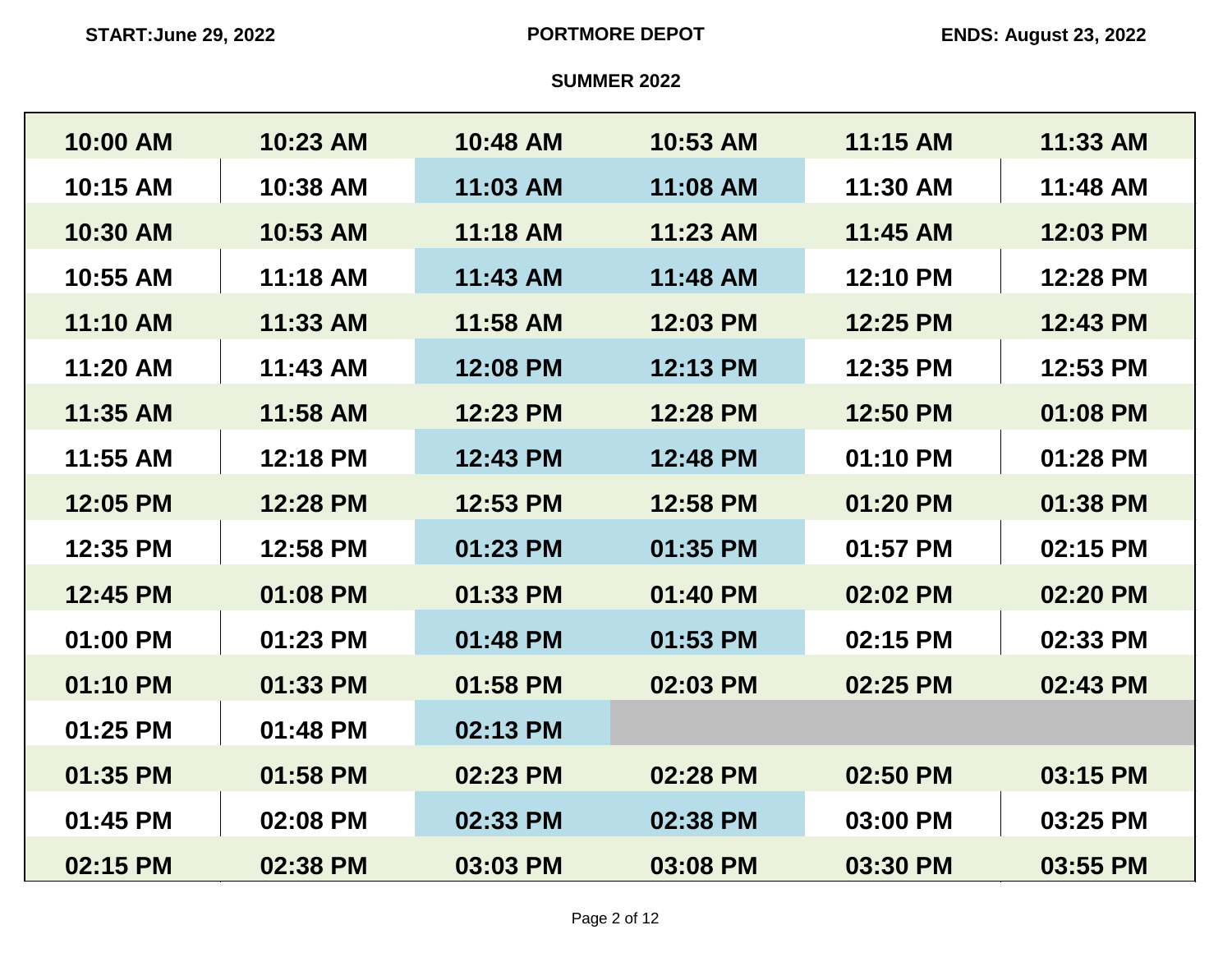START:June 29, 2022 | **PORTMORE DEPOT** | ENDS: August 23, 2022

**SUMMER 2022**

| | | | | | |
|---|---|---|---|---|---|
| 10:00 AM | 10:23 AM | 10:48 AM | 10:53 AM | 11:15 AM | 11:33 AM |
| 10:15 AM | 10:38 AM | 11:03 AM | 11:08 AM | 11:30 AM | 11:48 AM |
| 10:30 AM | 10:53 AM | 11:18 AM | 11:23 AM | 11:45 AM | 12:03 PM |
| 10:55 AM | 11:18 AM | 11:43 AM | 11:48 AM | 12:10 PM | 12:28 PM |
| 11:10 AM | 11:33 AM | 11:58 AM | 12:03 PM | 12:25 PM | 12:43 PM |
| 11:20 AM | 11:43 AM | 12:08 PM | 12:13 PM | 12:35 PM | 12:53 PM |
| 11:35 AM | 11:58 AM | 12:23 PM | 12:28 PM | 12:50 PM | 01:08 PM |
| 11:55 AM | 12:18 PM | 12:43 PM | 12:48 PM | 01:10 PM | 01:28 PM |
| 12:05 PM | 12:28 PM | 12:53 PM | 12:58 PM | 01:20 PM | 01:38 PM |
| 12:35 PM | 12:58 PM | 01:23 PM | 01:35 PM | 01:57 PM | 02:15 PM |
| 12:45 PM | 01:08 PM | 01:33 PM | 01:40 PM | 02:02 PM | 02:20 PM |
| 01:00 PM | 01:23 PM | 01:48 PM | 01:53 PM | 02:15 PM | 02:33 PM |
| 01:10 PM | 01:33 PM | 01:58 PM | 02:03 PM | 02:25 PM | 02:43 PM |
| 01:25 PM | 01:48 PM | 02:13 PM | | | |
| 01:35 PM | 01:58 PM | 02:23 PM | 02:28 PM | 02:50 PM | 03:15 PM |
| 01:45 PM | 02:08 PM | 02:33 PM | 02:38 PM | 03:00 PM | 03:25 PM |
| 02:15 PM | 02:38 PM | 03:03 PM | 03:08 PM | 03:30 PM | 03:55 PM |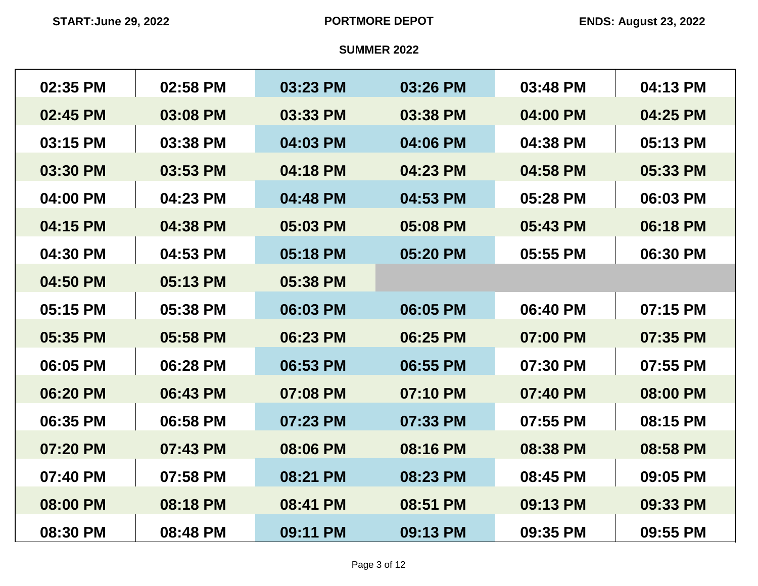START:June 29, 2022 PORTMORE DEPOT ENDS: August 23, 2022

SUMMER 2022

| | | | | | |
|---|---|---|---|---|---|
| 02:35 PM | 02:58 PM | 03:23 PM | 03:26 PM | 03:48 PM | 04:13 PM |
| 02:45 PM | 03:08 PM | 03:33 PM | 03:38 PM | 04:00 PM | 04:25 PM |
| 03:15 PM | 03:38 PM | 04:03 PM | 04:06 PM | 04:38 PM | 05:13 PM |
| 03:30 PM | 03:53 PM | 04:18 PM | 04:23 PM | 04:58 PM | 05:33 PM |
| 04:00 PM | 04:23 PM | 04:48 PM | 04:53 PM | 05:28 PM | 06:03 PM |
| 04:15 PM | 04:38 PM | 05:03 PM | 05:08 PM | 05:43 PM | 06:18 PM |
| 04:30 PM | 04:53 PM | 05:18 PM | 05:20 PM | 05:55 PM | 06:30 PM |
| 04:50 PM | 05:13 PM | 05:38 PM | | | |
| 05:15 PM | 05:38 PM | 06:03 PM | 06:05 PM | 06:40 PM | 07:15 PM |
| 05:35 PM | 05:58 PM | 06:23 PM | 06:25 PM | 07:00 PM | 07:35 PM |
| 06:05 PM | 06:28 PM | 06:53 PM | 06:55 PM | 07:30 PM | 07:55 PM |
| 06:20 PM | 06:43 PM | 07:08 PM | 07:10 PM | 07:40 PM | 08:00 PM |
| 06:35 PM | 06:58 PM | 07:23 PM | 07:33 PM | 07:55 PM | 08:15 PM |
| 07:20 PM | 07:43 PM | 08:06 PM | 08:16 PM | 08:38 PM | 08:58 PM |
| 07:40 PM | 07:58 PM | 08:21 PM | 08:23 PM | 08:45 PM | 09:05 PM |
| 08:00 PM | 08:18 PM | 08:41 PM | 08:51 PM | 09:13 PM | 09:33 PM |
| 08:30 PM | 08:48 PM | 09:11 PM | 09:13 PM | 09:35 PM | 09:55 PM |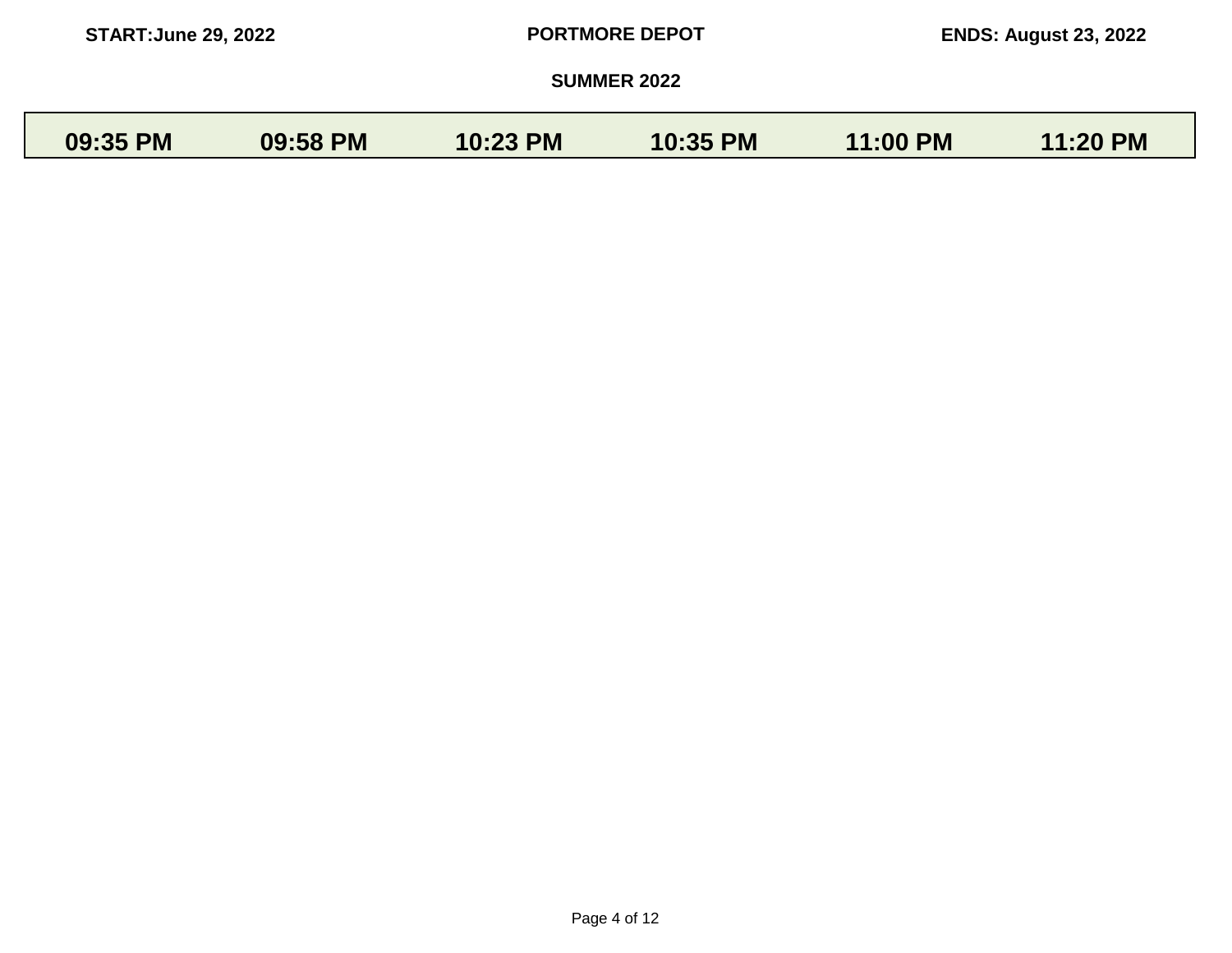START:June 29, 2022 | PORTMORE DEPOT | ENDS: August 23, 2022

SUMMER 2022

| 09:35 PM | 09:58 PM | 10:23 PM | 10:35 PM | 11:00 PM | 11:20 PM |
|---|---|---|---|---|---|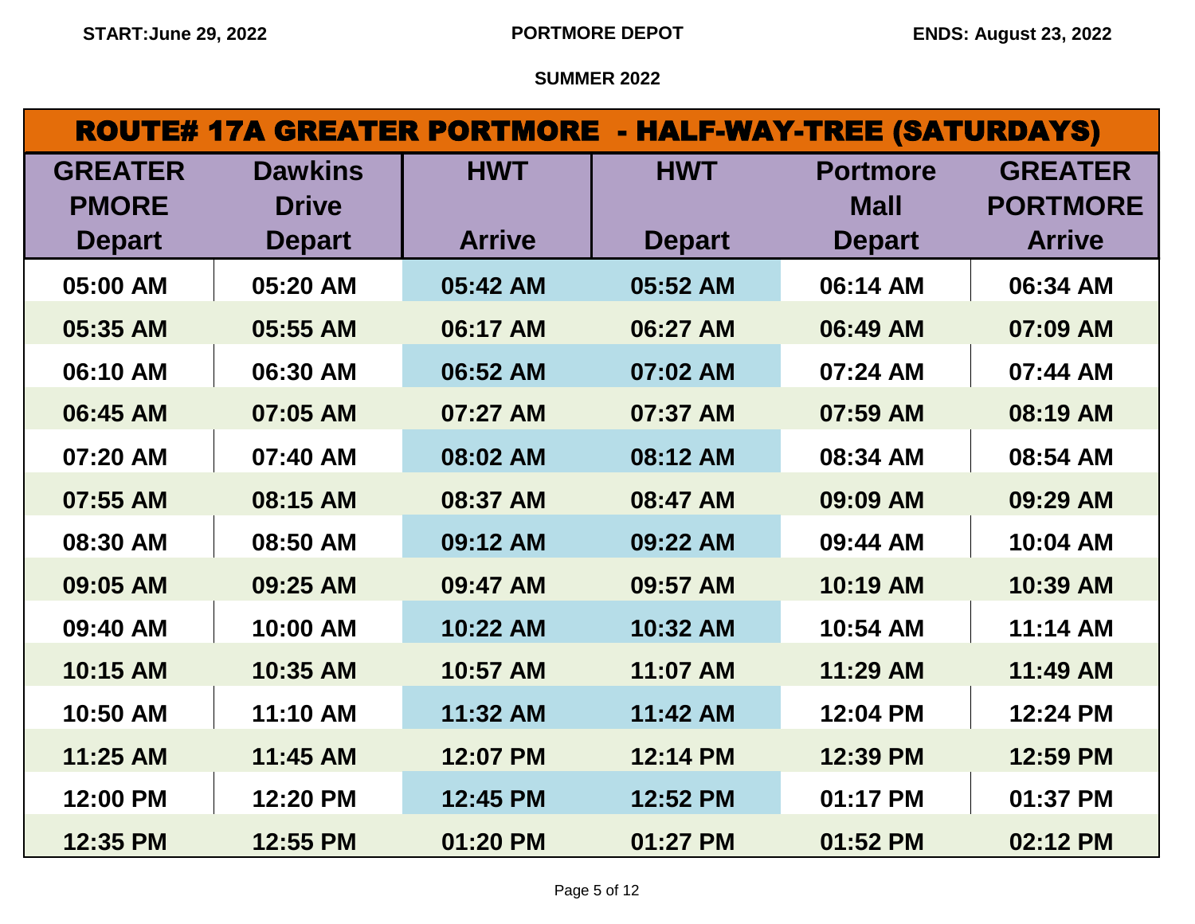START:June 29, 2022 | PORTMORE DEPOT | ENDS: August 23, 2022

SUMMER 2022

## ROUTE# 17A GREATER PORTMORE - HALF-WAY-TREE (SATURDAYS)

| GREATER PMORE Depart | Dawkins Drive Depart | HWT Arrive | HWT Depart | Portmore Mall Depart | GREATER PORTMORE Arrive |
|---|---|---|---|---|---|
| 05:00 AM | 05:20 AM | 05:42 AM | 05:52 AM | 06:14 AM | 06:34 AM |
| 05:35 AM | 05:55 AM | 06:17 AM | 06:27 AM | 06:49 AM | 07:09 AM |
| 06:10 AM | 06:30 AM | 06:52 AM | 07:02 AM | 07:24 AM | 07:44 AM |
| 06:45 AM | 07:05 AM | 07:27 AM | 07:37 AM | 07:59 AM | 08:19 AM |
| 07:20 AM | 07:40 AM | 08:02 AM | 08:12 AM | 08:34 AM | 08:54 AM |
| 07:55 AM | 08:15 AM | 08:37 AM | 08:47 AM | 09:09 AM | 09:29 AM |
| 08:30 AM | 08:50 AM | 09:12 AM | 09:22 AM | 09:44 AM | 10:04 AM |
| 09:05 AM | 09:25 AM | 09:47 AM | 09:57 AM | 10:19 AM | 10:39 AM |
| 09:40 AM | 10:00 AM | 10:22 AM | 10:32 AM | 10:54 AM | 11:14 AM |
| 10:15 AM | 10:35 AM | 10:57 AM | 11:07 AM | 11:29 AM | 11:49 AM |
| 10:50 AM | 11:10 AM | 11:32 AM | 11:42 AM | 12:04 PM | 12:24 PM |
| 11:25 AM | 11:45 AM | 12:07 PM | 12:14 PM | 12:39 PM | 12:59 PM |
| 12:00 PM | 12:20 PM | 12:45 PM | 12:52 PM | 01:17 PM | 01:37 PM |
| 12:35 PM | 12:55 PM | 01:20 PM | 01:27 PM | 01:52 PM | 02:12 PM |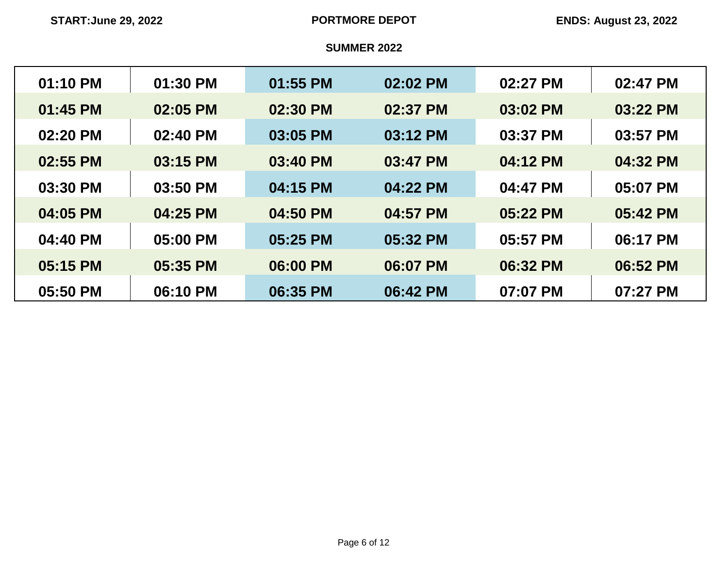START:June 29, 2022 **PORTMORE DEPOT** ENDS: August 23, 2022

**SUMMER 2022**

| | | | | | |
|---|---|---|---|---|---|
| 01:10 PM | 01:30 PM | 01:55 PM | 02:02 PM | 02:27 PM | 02:47 PM |
| 01:45 PM | 02:05 PM | 02:30 PM | 02:37 PM | 03:02 PM | 03:22 PM |
| 02:20 PM | 02:40 PM | 03:05 PM | 03:12 PM | 03:37 PM | 03:57 PM |
| 02:55 PM | 03:15 PM | 03:40 PM | 03:47 PM | 04:12 PM | 04:32 PM |
| 03:30 PM | 03:50 PM | 04:15 PM | 04:22 PM | 04:47 PM | 05:07 PM |
| 04:05 PM | 04:25 PM | 04:50 PM | 04:57 PM | 05:22 PM | 05:42 PM |
| 04:40 PM | 05:00 PM | 05:25 PM | 05:32 PM | 05:57 PM | 06:17 PM |
| 05:15 PM | 05:35 PM | 06:00 PM | 06:07 PM | 06:32 PM | 06:52 PM |
| 05:50 PM | 06:10 PM | 06:35 PM | 06:42 PM | 07:07 PM | 07:27 PM |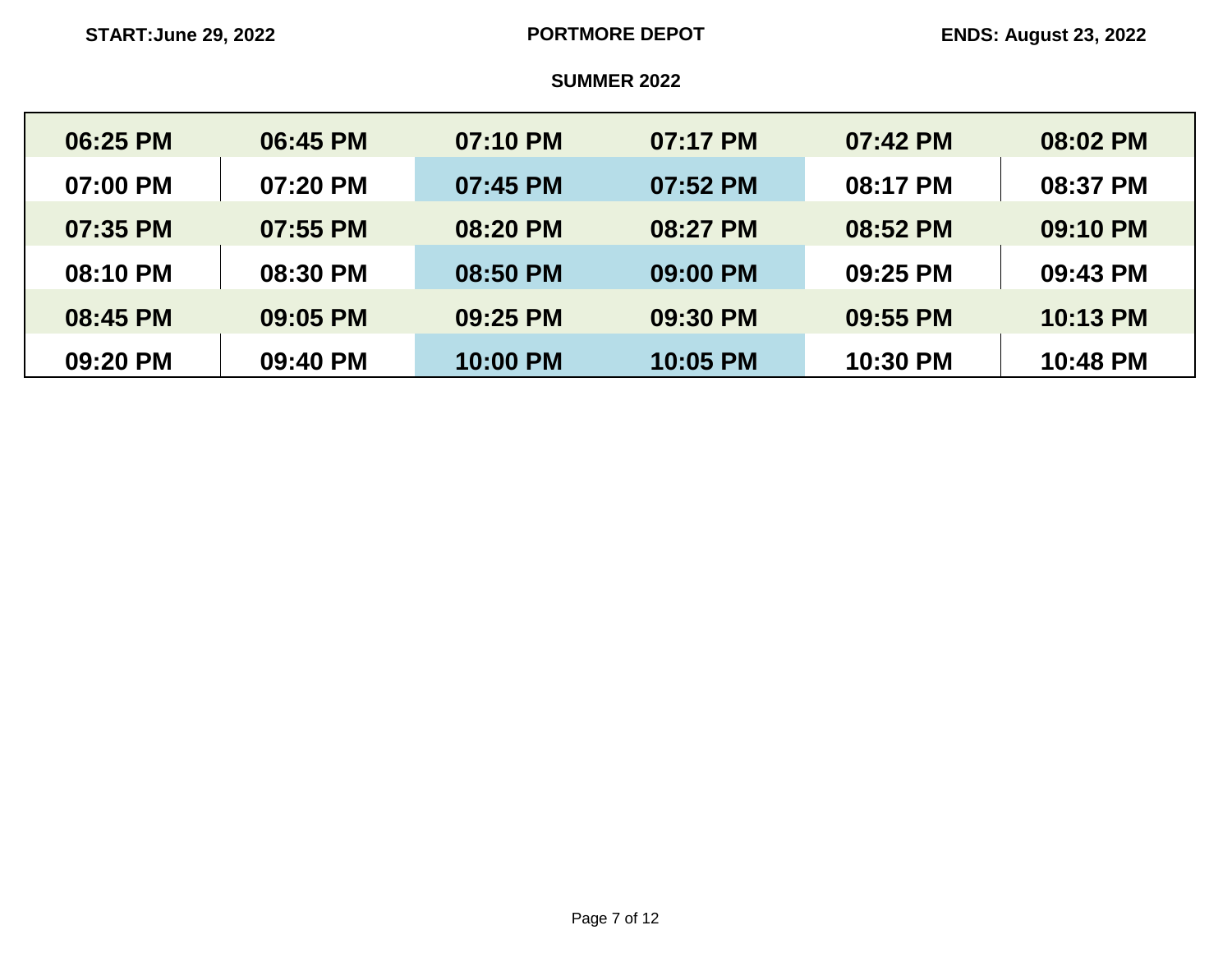START:June 29, 2022 | PORTMORE DEPOT | ENDS: August 23, 2022

**SUMMER 2022**

| | | | | | |
|---|---|---|---|---|---|
| 06:25 PM | 06:45 PM | 07:10 PM | 07:17 PM | 07:42 PM | 08:02 PM |
| 07:00 PM | 07:20 PM | 07:45 PM | 07:52 PM | 08:17 PM | 08:37 PM |
| 07:35 PM | 07:55 PM | 08:20 PM | 08:27 PM | 08:52 PM | 09:10 PM |
| 08:10 PM | 08:30 PM | 08:50 PM | 09:00 PM | 09:25 PM | 09:43 PM |
| 08:45 PM | 09:05 PM | 09:25 PM | 09:30 PM | 09:55 PM | 10:13 PM |
| 09:20 PM | 09:40 PM | 10:00 PM | 10:05 PM | 10:30 PM | 10:48 PM |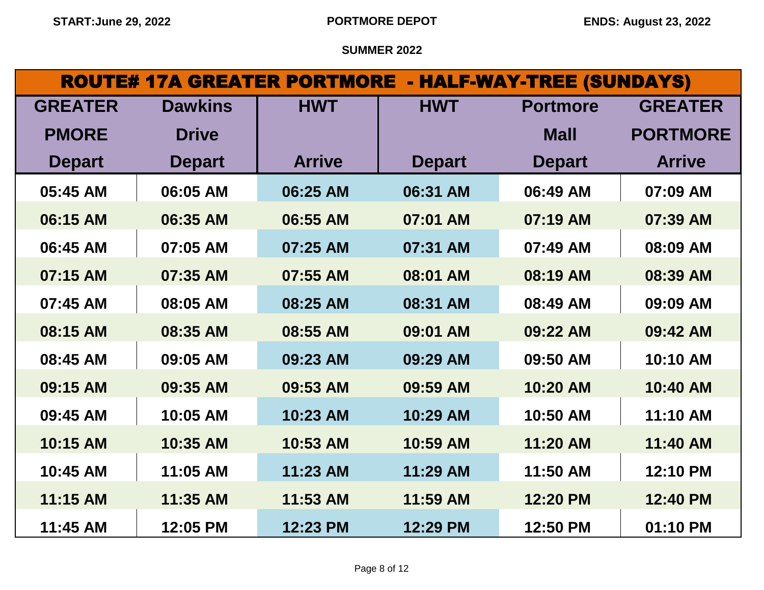START:June 29, 2022 | PORTMORE DEPOT | ENDS: August 23, 2022

SUMMER 2022

## ROUTE# 17A GREATER PORTMORE - HALF-WAY-TREE (SUNDAYS)

| GREATER PMORE Depart | Dawkins Drive Depart | HWT Arrive | HWT Depart | Portmore Mall Depart | GREATER PORTMORE Arrive |
|---|---|---|---|---|---|
| 05:45 AM | 06:05 AM | 06:25 AM | 06:31 AM | 06:49 AM | 07:09 AM |
| 06:15 AM | 06:35 AM | 06:55 AM | 07:01 AM | 07:19 AM | 07:39 AM |
| 06:45 AM | 07:05 AM | 07:25 AM | 07:31 AM | 07:49 AM | 08:09 AM |
| 07:15 AM | 07:35 AM | 07:55 AM | 08:01 AM | 08:19 AM | 08:39 AM |
| 07:45 AM | 08:05 AM | 08:25 AM | 08:31 AM | 08:49 AM | 09:09 AM |
| 08:15 AM | 08:35 AM | 08:55 AM | 09:01 AM | 09:22 AM | 09:42 AM |
| 08:45 AM | 09:05 AM | 09:23 AM | 09:29 AM | 09:50 AM | 10:10 AM |
| 09:15 AM | 09:35 AM | 09:53 AM | 09:59 AM | 10:20 AM | 10:40 AM |
| 09:45 AM | 10:05 AM | 10:23 AM | 10:29 AM | 10:50 AM | 11:10 AM |
| 10:15 AM | 10:35 AM | 10:53 AM | 10:59 AM | 11:20 AM | 11:40 AM |
| 10:45 AM | 11:05 AM | 11:23 AM | 11:29 AM | 11:50 AM | 12:10 PM |
| 11:15 AM | 11:35 AM | 11:53 AM | 11:59 AM | 12:20 PM | 12:40 PM |
| 11:45 AM | 12:05 PM | 12:23 PM | 12:29 PM | 12:50 PM | 01:10 PM |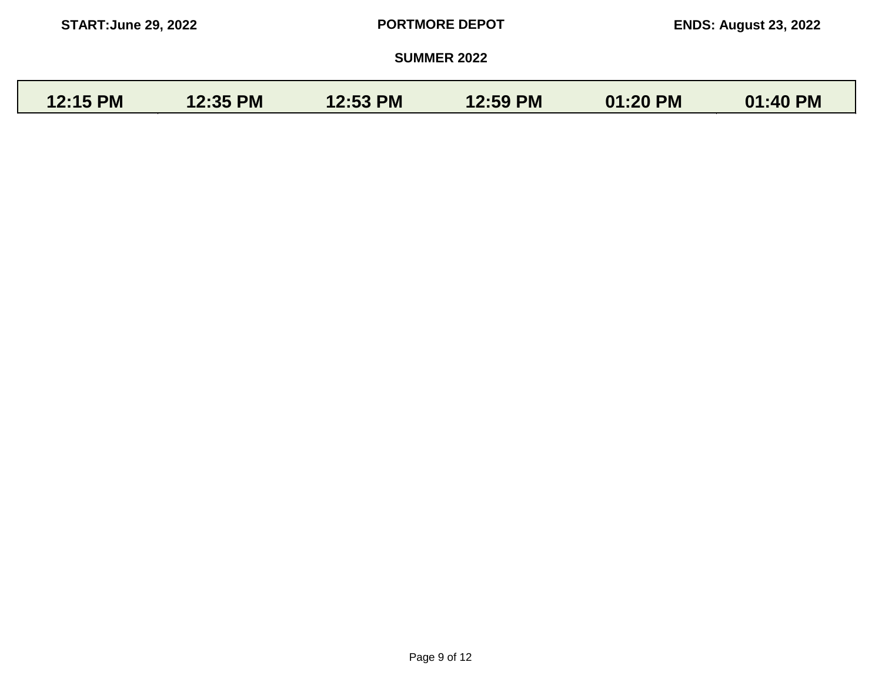| 12:15 PM | 12:35 PM | 12:53 PM | 12:59 PM | 01:20 PM | 01:40 PM |
|---|---|---|---|---|---|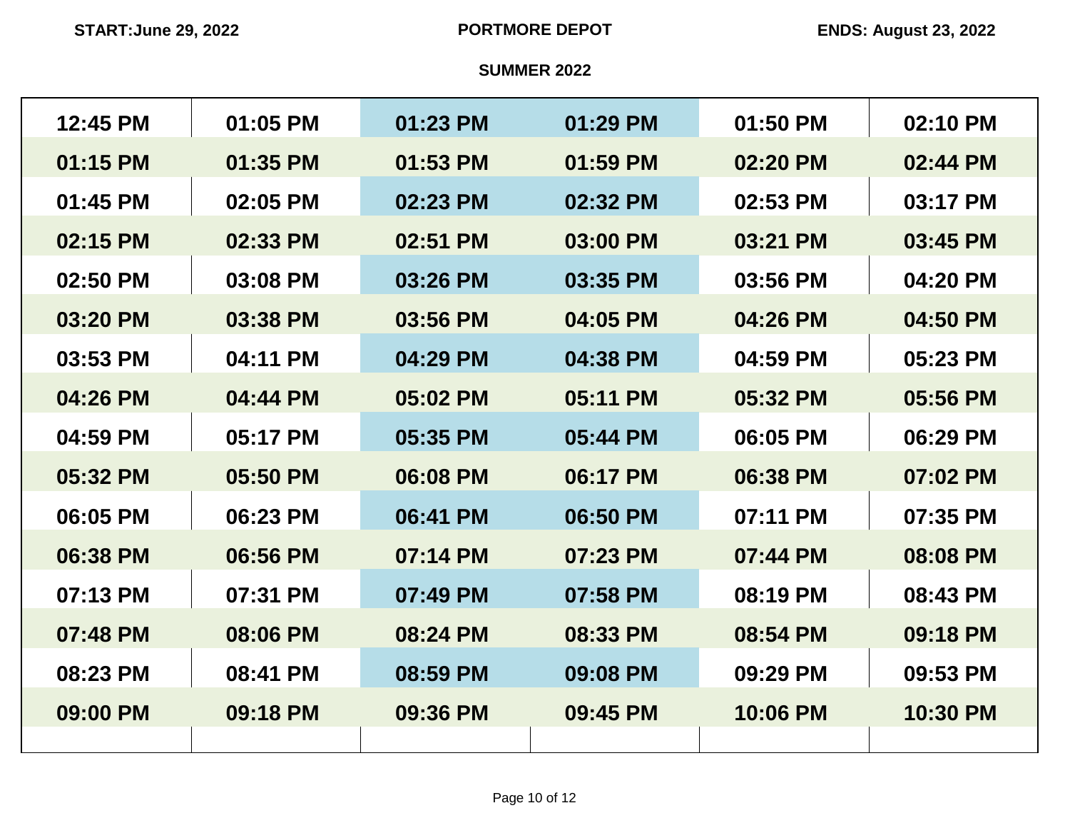START: June 29, 2022 | PORTMORE DEPOT | ENDS: August 23, 2022

SUMMER 2022

| | | | | | |
|---|---|---|---|---|---|
| 12:45 PM | 01:05 PM | 01:23 PM | 01:29 PM | 01:50 PM | 02:10 PM |
| 01:15 PM | 01:35 PM | 01:53 PM | 01:59 PM | 02:20 PM | 02:44 PM |
| 01:45 PM | 02:05 PM | 02:23 PM | 02:32 PM | 02:53 PM | 03:17 PM |
| 02:15 PM | 02:33 PM | 02:51 PM | 03:00 PM | 03:21 PM | 03:45 PM |
| 02:50 PM | 03:08 PM | 03:26 PM | 03:35 PM | 03:56 PM | 04:20 PM |
| 03:20 PM | 03:38 PM | 03:56 PM | 04:05 PM | 04:26 PM | 04:50 PM |
| 03:53 PM | 04:11 PM | 04:29 PM | 04:38 PM | 04:59 PM | 05:23 PM |
| 04:26 PM | 04:44 PM | 05:02 PM | 05:11 PM | 05:32 PM | 05:56 PM |
| 04:59 PM | 05:17 PM | 05:35 PM | 05:44 PM | 06:05 PM | 06:29 PM |
| 05:32 PM | 05:50 PM | 06:08 PM | 06:17 PM | 06:38 PM | 07:02 PM |
| 06:05 PM | 06:23 PM | 06:41 PM | 06:50 PM | 07:11 PM | 07:35 PM |
| 06:38 PM | 06:56 PM | 07:14 PM | 07:23 PM | 07:44 PM | 08:08 PM |
| 07:13 PM | 07:31 PM | 07:49 PM | 07:58 PM | 08:19 PM | 08:43 PM |
| 07:48 PM | 08:06 PM | 08:24 PM | 08:33 PM | 08:54 PM | 09:18 PM |
| 08:23 PM | 08:41 PM | 08:59 PM | 09:08 PM | 09:29 PM | 09:53 PM |
| 09:00 PM | 09:18 PM | 09:36 PM | 09:45 PM | 10:06 PM | 10:30 PM |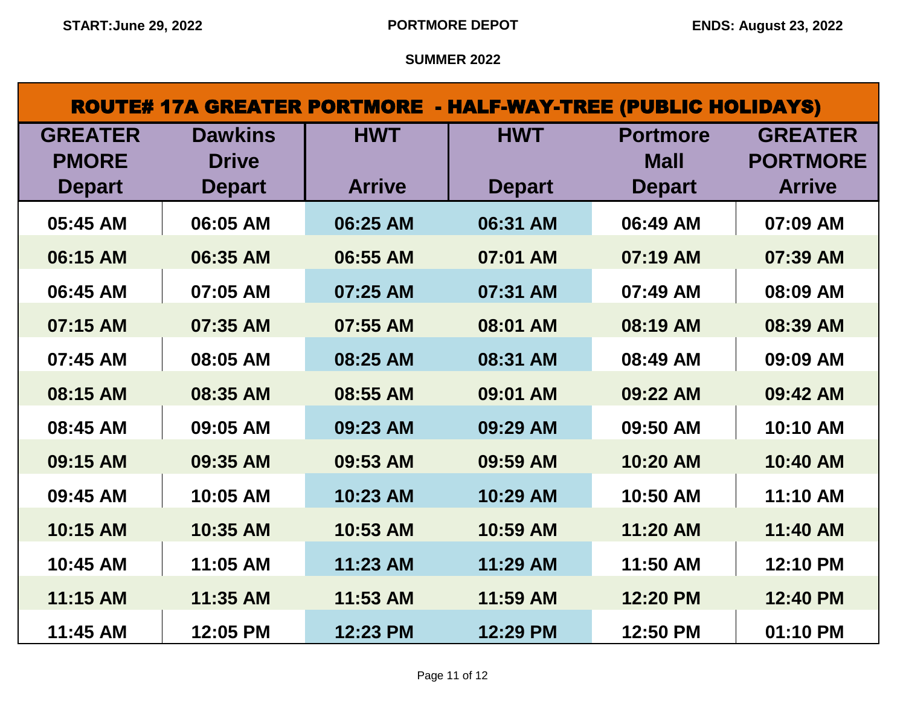**START:June 29, 2022** **PORTMORE DEPOT** **ENDS: August 23, 2022**

**SUMMER 2022**

## ROUTE# 17A GREATER PORTMORE - HALF-WAY-TREE (PUBLIC HOLIDAYS)

| GREATER PMORE Depart | Dawkins Drive Depart | HWT Arrive | HWT Depart | Portmore Mall Depart | GREATER PORTMORE Arrive |
|---|---|---|---|---|---|
| 05:45 AM | 06:05 AM | 06:25 AM | 06:31 AM | 06:49 AM | 07:09 AM |
| 06:15 AM | 06:35 AM | 06:55 AM | 07:01 AM | 07:19 AM | 07:39 AM |
| 06:45 AM | 07:05 AM | 07:25 AM | 07:31 AM | 07:49 AM | 08:09 AM |
| 07:15 AM | 07:35 AM | 07:55 AM | 08:01 AM | 08:19 AM | 08:39 AM |
| 07:45 AM | 08:05 AM | 08:25 AM | 08:31 AM | 08:49 AM | 09:09 AM |
| 08:15 AM | 08:35 AM | 08:55 AM | 09:01 AM | 09:22 AM | 09:42 AM |
| 08:45 AM | 09:05 AM | 09:23 AM | 09:29 AM | 09:50 AM | 10:10 AM |
| 09:15 AM | 09:35 AM | 09:53 AM | 09:59 AM | 10:20 AM | 10:40 AM |
| 09:45 AM | 10:05 AM | 10:23 AM | 10:29 AM | 10:50 AM | 11:10 AM |
| 10:15 AM | 10:35 AM | 10:53 AM | 10:59 AM | 11:20 AM | 11:40 AM |
| 10:45 AM | 11:05 AM | 11:23 AM | 11:29 AM | 11:50 AM | 12:10 PM |
| 11:15 AM | 11:35 AM | 11:53 AM | 11:59 AM | 12:20 PM | 12:40 PM |
| 11:45 AM | 12:05 PM | 12:23 PM | 12:29 PM | 12:50 PM | 01:10 PM |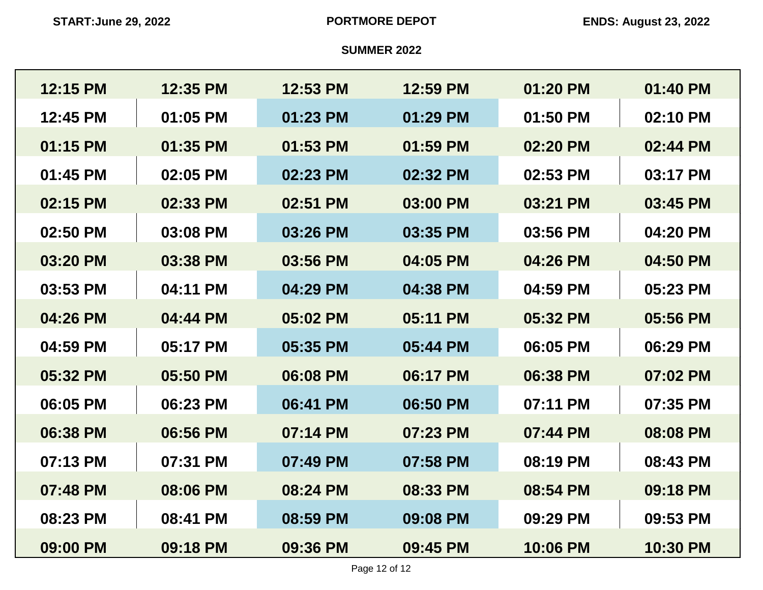START:June 29, 2022 **PORTMORE DEPOT** ENDS: August 23, 2022

**SUMMER 2022**

| | | | | | |
|---|---|---|---|---|---|
| 12:15 PM | 12:35 PM | 12:53 PM | 12:59 PM | 01:20 PM | 01:40 PM |
| 12:45 PM | 01:05 PM | 01:23 PM | 01:29 PM | 01:50 PM | 02:10 PM |
| 01:15 PM | 01:35 PM | 01:53 PM | 01:59 PM | 02:20 PM | 02:44 PM |
| 01:45 PM | 02:05 PM | 02:23 PM | 02:32 PM | 02:53 PM | 03:17 PM |
| 02:15 PM | 02:33 PM | 02:51 PM | 03:00 PM | 03:21 PM | 03:45 PM |
| 02:50 PM | 03:08 PM | 03:26 PM | 03:35 PM | 03:56 PM | 04:20 PM |
| 03:20 PM | 03:38 PM | 03:56 PM | 04:05 PM | 04:26 PM | 04:50 PM |
| 03:53 PM | 04:11 PM | 04:29 PM | 04:38 PM | 04:59 PM | 05:23 PM |
| 04:26 PM | 04:44 PM | 05:02 PM | 05:11 PM | 05:32 PM | 05:56 PM |
| 04:59 PM | 05:17 PM | 05:35 PM | 05:44 PM | 06:05 PM | 06:29 PM |
| 05:32 PM | 05:50 PM | 06:08 PM | 06:17 PM | 06:38 PM | 07:02 PM |
| 06:05 PM | 06:23 PM | 06:41 PM | 06:50 PM | 07:11 PM | 07:35 PM |
| 06:38 PM | 06:56 PM | 07:14 PM | 07:23 PM | 07:44 PM | 08:08 PM |
| 07:13 PM | 07:31 PM | 07:49 PM | 07:58 PM | 08:19 PM | 08:43 PM |
| 07:48 PM | 08:06 PM | 08:24 PM | 08:33 PM | 08:54 PM | 09:18 PM |
| 08:23 PM | 08:41 PM | 08:59 PM | 09:08 PM | 09:29 PM | 09:53 PM |
| 09:00 PM | 09:18 PM | 09:36 PM | 09:45 PM | 10:06 PM | 10:30 PM |